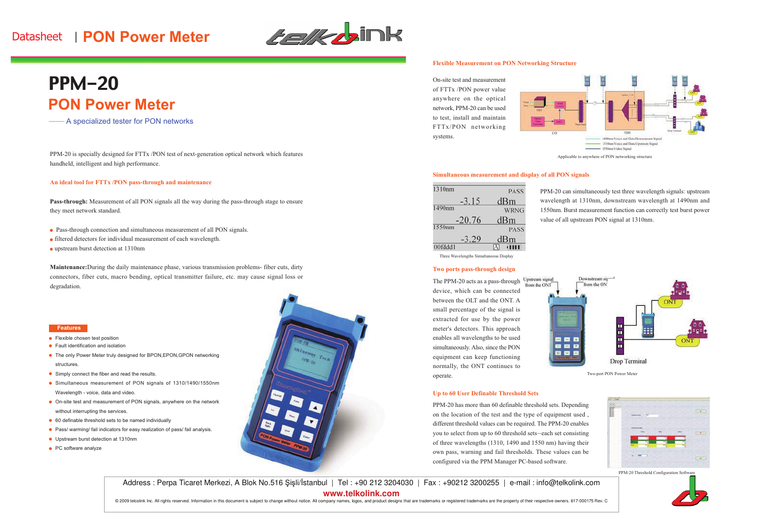# Datasheet | PON Power Meter

# PPM-20

## PON Power Meter

—— A specialized tester for PON networks

PPM-20 is specially designed for FTTx /PON test of next-generation optical network which features handheld, intelligent and high performance.

### An ideal tool for FTTx /PON pass-through and maintenance

**Pass-through:** Measurement of all PON signals all the way during the pass-through stage to ensure they meet network standard.

- Pass-through connection and simultaneous measurement of all PON signals.
- filtered detectors for individual measurement of each wavelength.
- upstream burst detection at 1310nm

**Maintenance:**During the daily maintenance phase, various transmission problems- fiber cuts, dirty connectors, fiber cuts, macro bending, optical transmitter failure, etc. may cause signal loss or degradation.

### Features

- Flexible chosen test position
- Fault identification and isolation
- The only Power Meter truly designed for BPON,EPON,GPON networking structures.
- Simply connect the fiber and read the results.
- Simultaneous measurement of PON signals of 1310/1490/1550nm Wavelength - voice, data and video.
- On-site test and measurement of PON signals, anywhere on the network without interrupting the services.
- 60 definable threshold sets to be named individually
- Pass/ warming/ fail indicators for easy realization of pass/ fail analysis.
- Upstream burst detection at 1310nm
- PC software analyze

### Flexible Measurement on PON Networking Structure

On-site test and measurement of FTTx /PON power value anywhere on the optical network, PPM-20 can be used to test, install and maintain FTTx/PON networking systems.

Applicable to anywhere of PON networking structure

### Simultaneous measurement and display of all PON signals

| 1310nm | PASS |
|---|---|
| -3.15 | dBm |
| 1490nm | WRNG |
| -20.76 | dBm |
| 1550nm | PASS |
| -3.29 | dBm |
| 00fddd1 | |

Three Wavelengths Simultaneous Display

PPM-20 can simultaneously test three wavelength signals: upstream wavelength at 1310nm, downstream wavelength at 1490nm and 1550nm. Burst measurement function can correctly test burst power value of all upstream PON signal at 1310nm.

### Two ports pass-through design

The PPM-20 acts as a pass-through device, which can be connected between the OLT and the ONT. A small percentage of the signal is extracted for use by the power meter's detectors. This approach enables all wavelengths to be used simultaneously. Also, since the PON equipment can keep functioning normally, the ONT continues to operate.

Two-port PON Power Meter

### Up to 60 User Definable Threshold Sets

PPM-20 has more than 60 definable threshold sets. Depending on the location of the equipment and the type of equipment used , different threshold values can be required. The PPM-20 enables you to select from up to 60 threshold sets–each set consisting of three wavelengths (1310, 1490 and 1550 nm) having their own pass, warning and fail thresholds. These values can be configured via the PPM Manager PC-based software.

PPM-20 Threshold Configuration Software

Address : Perpa Ticaret Merkezi, A Blok No.516 Şişli/İstanbul | Tel : +90 212 3204030 | Fax : +90212 3200255 | e-mail : info@telkolink.com

www.telkolink.com

© 2009 telcolink Inc. All rights reserved. Information in this document is subject to change without notice. All company names, logos, and product designs that are trademarks or registered trademarks are the property of their respective owners. 617-000175 Rev. C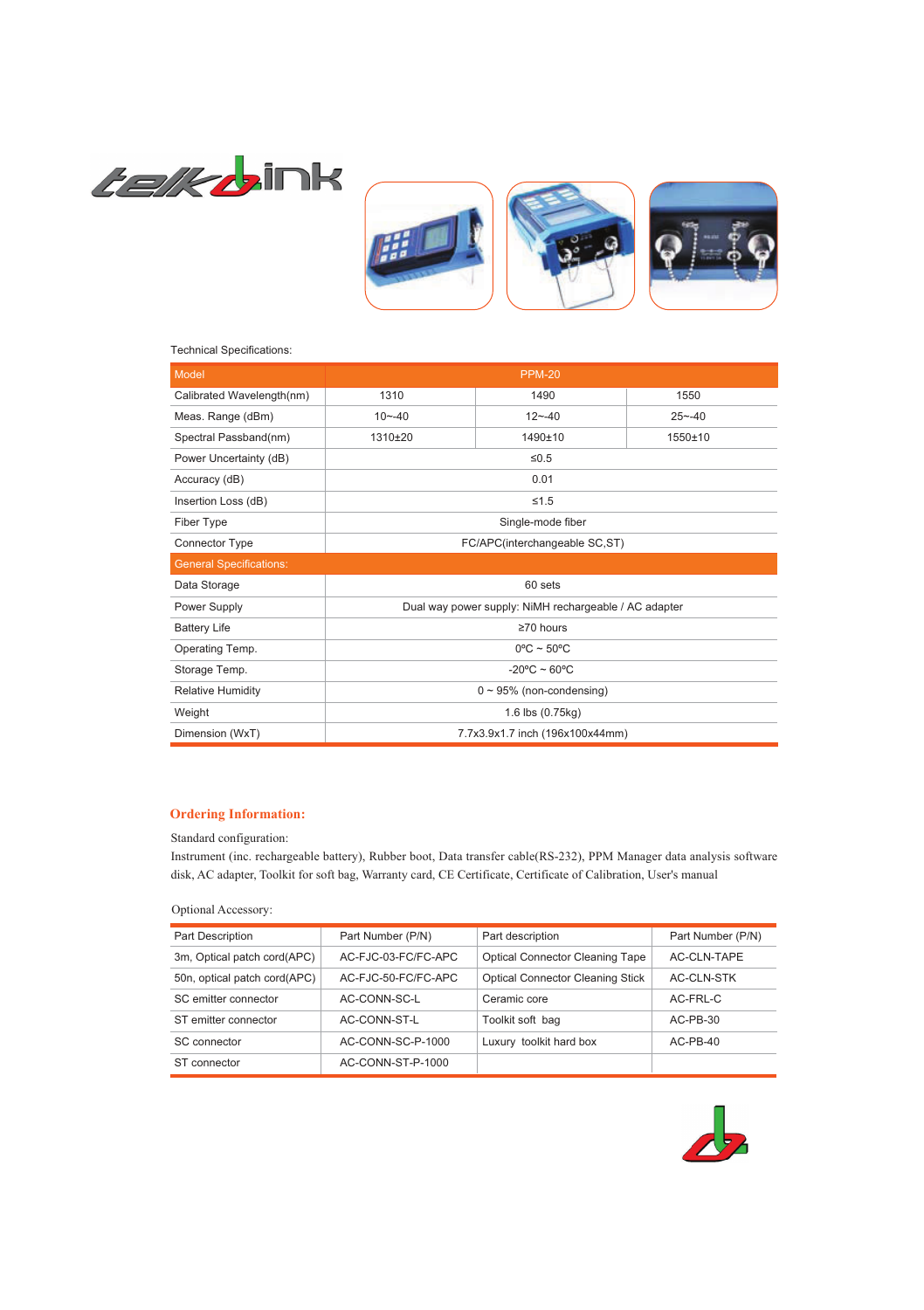Technical Specifications:

| Model | PPM-20 | | |
|---|---|---|---|
| Calibrated Wavelength(nm) | 1310 | 1490 | 1550 |
| Meas. Range (dBm) | 10~-40 | 12~-40 | 25~-40 |
| Spectral Passband(nm) | 1310±20 | 1490±10 | 1550±10 |
| Power Uncertainty (dB) | ≤0.5 | | |
| Accuracy (dB) | 0.01 | | |
| Insertion Loss (dB) | ≤1.5 | | |
| Fiber Type | Single-mode fiber | | |
| Connector Type | FC/APC(interchangeable SC,ST) | | |
| General Specifications: | | | |
| Data Storage | 60 sets | | |
| Power Supply | Dual way power supply: NiMH rechargeable / AC adapter | | |
| Battery Life | ≥70 hours | | |
| Operating Temp. | 0ºC ~ 50ºC | | |
| Storage Temp. | -20ºC ~ 60ºC | | |
| Relative Humidity | 0 ~ 95% (non-condensing) | | |
| Weight | 1.6 lbs (0.75kg) | | |
| Dimension (WxT) | 7.7x3.9x1.7 inch (196x100x44mm) | | |

## Ordering Information:

Standard configuration:

Instrument (inc. rechargeable battery), Rubber boot, Data transfer cable(RS-232), PPM Manager data analysis software disk, AC adapter, Toolkit for soft bag, Warranty card, CE Certificate, Certificate of Calibration, User's manual

Optional Accessory:

| Part Description | Part Number (P/N) | Part description | Part Number (P/N) |
|---|---|---|---|
| 3m, Optical patch cord(APC) | AC-FJC-03-FC/FC-APC | Optical Connector Cleaning Tape | AC-CLN-TAPE |
| 50n, optical patch cord(APC) | AC-FJC-50-FC/FC-APC | Optical Connector Cleaning Stick | AC-CLN-STK |
| SC emitter connector | AC-CONN-SC-L | Ceramic core | AC-FRL-C |
| ST emitter connector | AC-CONN-ST-L | Toolkit soft bag | AC-PB-30 |
| SC connector | AC-CONN-SC-P-1000 | Luxury toolkit hard box | AC-PB-40 |
| ST connector | AC-CONN-ST-P-1000 | | |